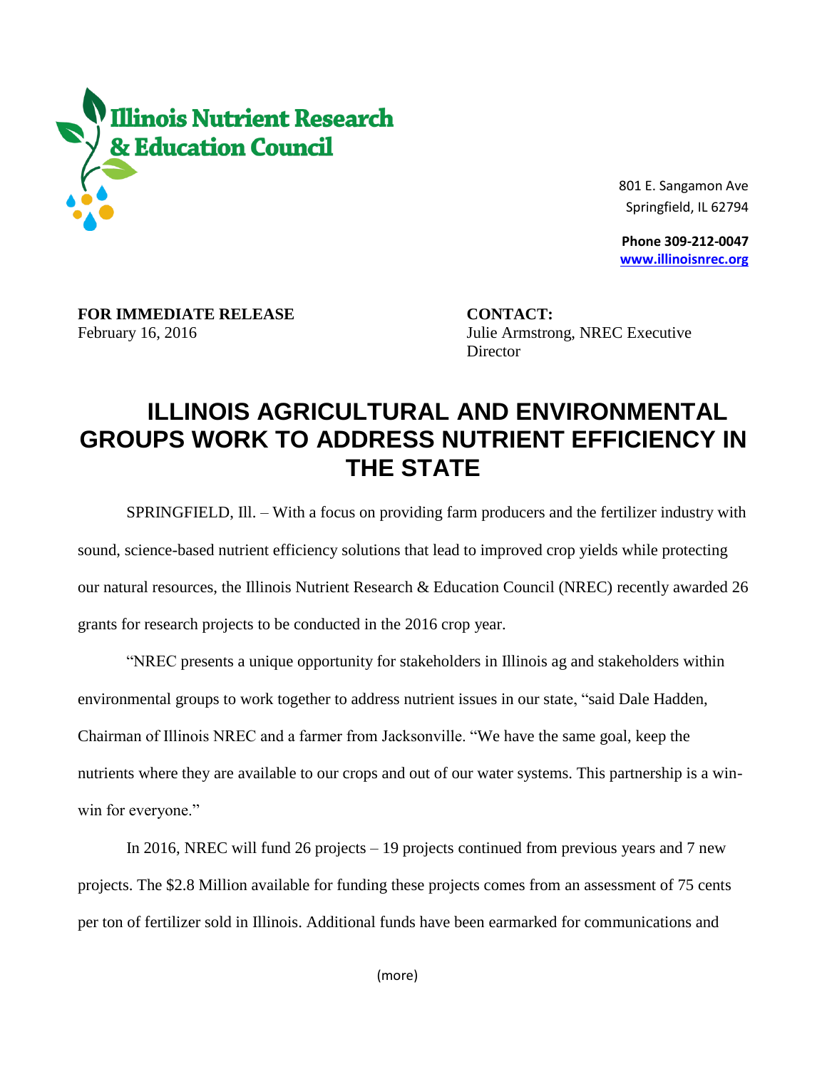**Illinois Nutrient Research & Education Council**

801 E. Sangamon Ave
Springfield, IL 62794

**Phone 309-212-0047**
**www.illinoisnrec.org**

**FOR IMMEDIATE RELEASE**
February 16, 2016

**CONTACT:**
Julie Armstrong, NREC Executive Director

# ILLINOIS AGRICULTURAL AND ENVIRONMENTAL GROUPS WORK TO ADDRESS NUTRIENT EFFICIENCY IN THE STATE

SPRINGFIELD, Ill. – With a focus on providing farm producers and the fertilizer industry with sound, science-based nutrient efficiency solutions that lead to improved crop yields while protecting our natural resources, the Illinois Nutrient Research & Education Council (NREC) recently awarded 26 grants for research projects to be conducted in the 2016 crop year.

"NREC presents a unique opportunity for stakeholders in Illinois ag and stakeholders within environmental groups to work together to address nutrient issues in our state, "said Dale Hadden, Chairman of Illinois NREC and a farmer from Jacksonville. "We have the same goal, keep the nutrients where they are available to our crops and out of our water systems. This partnership is a win-win for everyone."

In 2016, NREC will fund 26 projects – 19 projects continued from previous years and 7 new projects. The $2.8 Million available for funding these projects comes from an assessment of 75 cents per ton of fertilizer sold in Illinois. Additional funds have been earmarked for communications and

(more)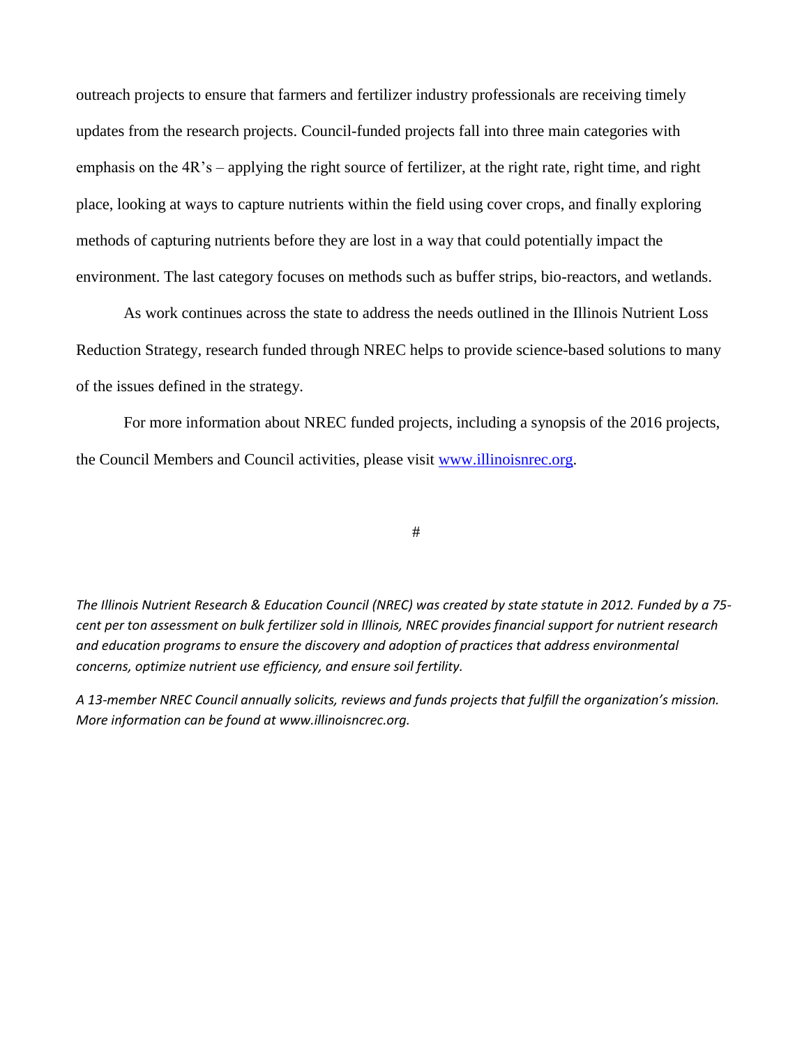outreach projects to ensure that farmers and fertilizer industry professionals are receiving timely updates from the research projects. Council-funded projects fall into three main categories with emphasis on the 4R's – applying the right source of fertilizer, at the right rate, right time, and right place, looking at ways to capture nutrients within the field using cover crops, and finally exploring methods of capturing nutrients before they are lost in a way that could potentially impact the environment. The last category focuses on methods such as buffer strips, bio-reactors, and wetlands.

As work continues across the state to address the needs outlined in the Illinois Nutrient Loss Reduction Strategy, research funded through NREC helps to provide science-based solutions to many of the issues defined in the strategy.

For more information about NREC funded projects, including a synopsis of the 2016 projects, the Council Members and Council activities, please visit [www.illinoisnrec.org](http://www.illinoisnrec.org).

#

*The Illinois Nutrient Research & Education Council (NREC) was created by state statute in 2012. Funded by a 75-cent per ton assessment on bulk fertilizer sold in Illinois, NREC provides financial support for nutrient research and education programs to ensure the discovery and adoption of practices that address environmental concerns, optimize nutrient use efficiency, and ensure soil fertility.*

*A 13-member NREC Council annually solicits, reviews and funds projects that fulfill the organization's mission. More information can be found at www.illinoisncrec.org.*